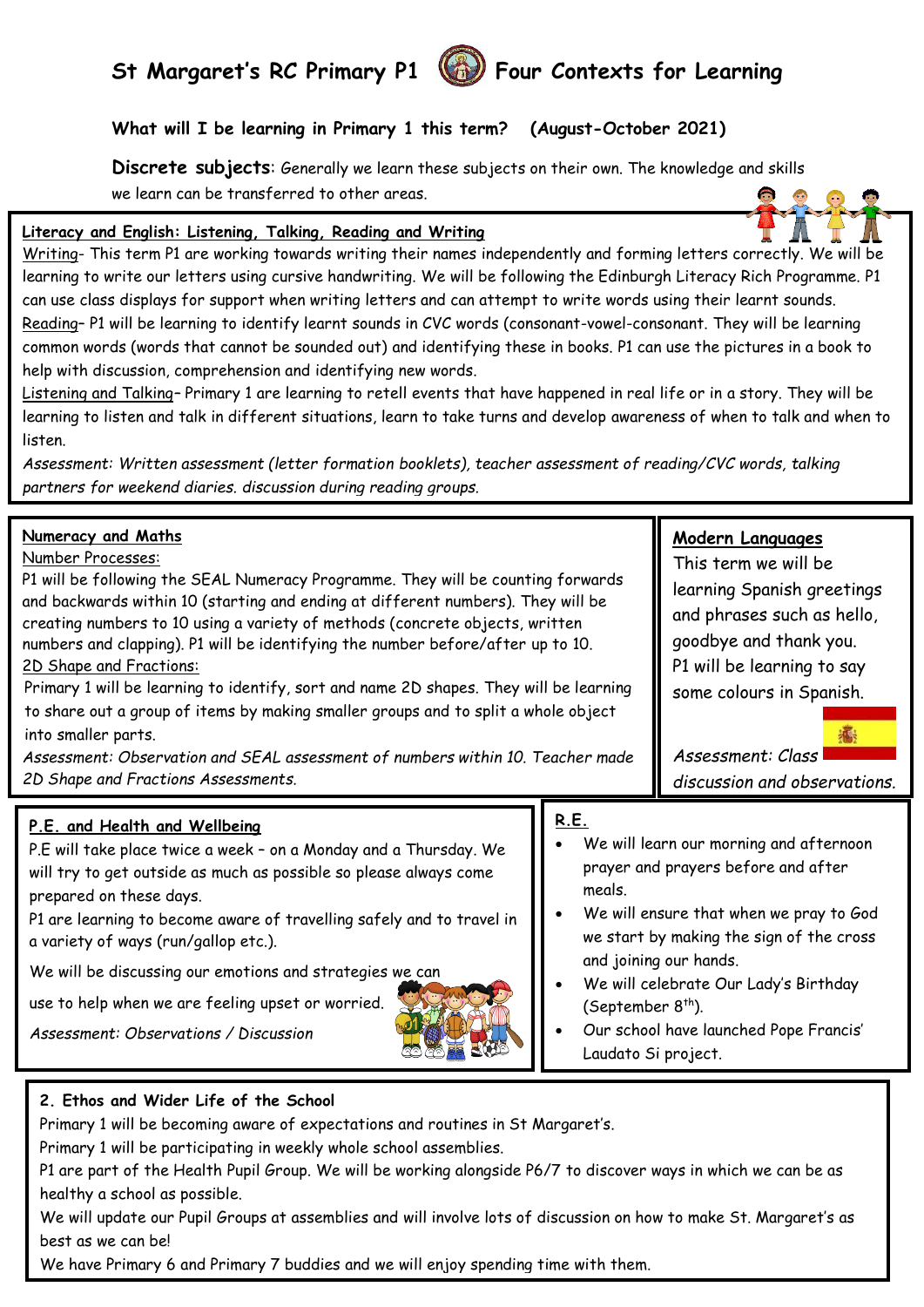# St Margaret's RC Primary P1 Four Contexts for Learning

**What will I be learning in Primary 1 this term? (August-October 2021)**

**Discrete subjects**: Generally we learn these subjects on their own. The knowledge and skills we learn can be transferred to other areas.

**Literacy and English: Listening, Talking, Reading and Writing**

Writing- This term P1 are working towards writing their names independently and forming letters correctly. We will be learning to write our letters using cursive handwriting. We will be following the Edinburgh Literacy Rich Programme. P1 can use class displays for support when writing letters and can attempt to write words using their learnt sounds.

Reading– P1 will be learning to identify learnt sounds in CVC words (consonant-vowel-consonant. They will be learning common words (words that cannot be sounded out) and identifying these in books. P1 can use the pictures in a book to help with discussion, comprehension and identifying new words.

Listening and Talking– Primary 1 are learning to retell events that have happened in real life or in a story. They will be learning to listen and talk in different situations, learn to take turns and develop awareness of when to talk and when to listen.

*Assessment: Written assessment (letter formation booklets), teacher assessment of reading/CVC words, talking partners for weekend diaries. discussion during reading groups.*

**Numeracy and Maths**

Number Processes:

P1 will be following the SEAL Numeracy Programme. They will be counting forwards and backwards within 10 (starting and ending at different numbers). They will be creating numbers to 10 using a variety of methods (concrete objects, written numbers and clapping). P1 will be identifying the number before/after up to 10.

2D Shape and Fractions:

Primary 1 will be learning to identify, sort and name 2D shapes. They will be learning to share out a group of items by making smaller groups and to split a whole object into smaller parts.

*Assessment: Observation and SEAL assessment of numbers within 10. Teacher made 2D Shape and Fractions Assessments.*

**Modern Languages**

This term we will be learning Spanish greetings and phrases such as hello, goodbye and thank you. P1 will be learning to say some colours in Spanish.

*Assessment: Class discussion and observations.*

**P.E. and Health and Wellbeing**

P.E will take place twice a week – on a Monday and a Thursday. We will try to get outside as much as possible so please always come prepared on these days.

P1 are learning to become aware of travelling safely and to travel in a variety of ways (run/gallop etc.).

We will be discussing our emotions and strategies we can use to help when we are feeling upset or worried.

*Assessment: Observations / Discussion*

**R.E.**

- We will learn our morning and afternoon prayer and prayers before and after meals.
- We will ensure that when we pray to God we start by making the sign of the cross and joining our hands.
- We will celebrate Our Lady's Birthday (September 8th).
- Our school have launched Pope Francis' Laudato Si project.

**2. Ethos and Wider Life of the School**

Primary 1 will be becoming aware of expectations and routines in St Margaret's.

Primary 1 will be participating in weekly whole school assemblies.

P1 are part of the Health Pupil Group. We will be working alongside P6/7 to discover ways in which we can be as healthy a school as possible.

We will update our Pupil Groups at assemblies and will involve lots of discussion on how to make St. Margaret's as best as we can be!

We have Primary 6 and Primary 7 buddies and we will enjoy spending time with them.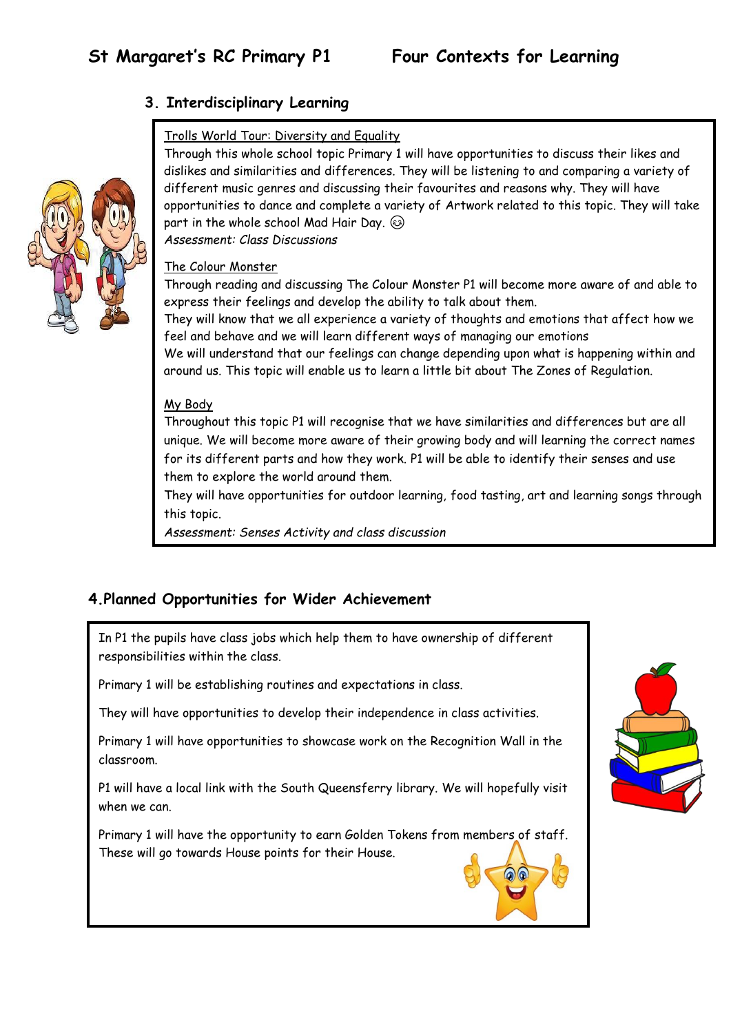# St Margaret's RC Primary P1 &nbsp;&nbsp;&nbsp;&nbsp;&nbsp; Four Contexts for Learning

## 3. Interdisciplinary Learning

Trolls World Tour: Diversity and Equality

Through this whole school topic Primary 1 will have opportunities to discuss their likes and dislikes and similarities and differences. They will be listening to and comparing a variety of different music genres and discussing their favourites and reasons why. They will have opportunities to dance and complete a variety of Artwork related to this topic. They will take part in the whole school Mad Hair Day. ☺

*Assessment: Class Discussions*

The Colour Monster

Through reading and discussing The Colour Monster P1 will become more aware of and able to express their feelings and develop the ability to talk about them.

They will know that we all experience a variety of thoughts and emotions that affect how we feel and behave and we will learn different ways of managing our emotions

We will understand that our feelings can change depending upon what is happening within and around us. This topic will enable us to learn a little bit about The Zones of Regulation.

My Body

Throughout this topic P1 will recognise that we have similarities and differences but are all unique. We will become more aware of their growing body and will learning the correct names for its different parts and how they work. P1 will be able to identify their senses and use them to explore the world around them.

They will have opportunities for outdoor learning, food tasting, art and learning songs through this topic.

*Assessment: Senses Activity and class discussion*

## 4. Planned Opportunities for Wider Achievement

In P1 the pupils have class jobs which help them to have ownership of different responsibilities within the class.

Primary 1 will be establishing routines and expectations in class.

They will have opportunities to develop their independence in class activities.

Primary 1 will have opportunities to showcase work on the Recognition Wall in the classroom.

P1 will have a local link with the South Queensferry library. We will hopefully visit when we can.

Primary 1 will have the opportunity to earn Golden Tokens from members of staff. These will go towards House points for their House.